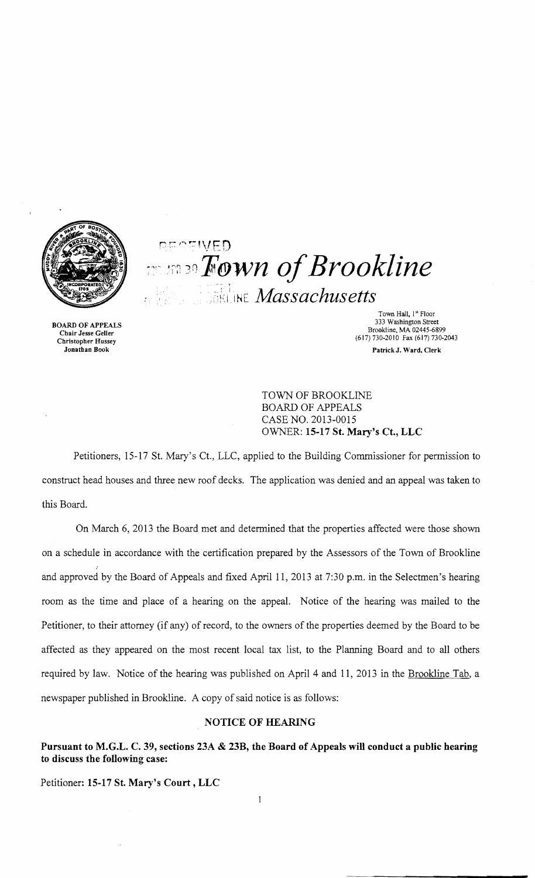RECEIVED

# Town of Brookline

## Massachusetts

BOARD OF APPEALS
Chair Jesse Geller
Christopher Hussey
Jonathan Book

Town Hall, 1st Floor
333 Washington Street
Brookline, MA 02445-6899
(617) 730-2010 Fax (617) 730-2043

Patrick J. Ward, Clerk

TOWN OF BROOKLINE
BOARD OF APPEALS
CASE NO. 2013-0015
OWNER: **15-17 St. Mary's Ct., LLC**

Petitioners, 15-17 St. Mary's Ct., LLC, applied to the Building Commissioner for permission to construct head houses and three new roof decks. The application was denied and an appeal was taken to this Board.

On March 6, 2013 the Board met and determined that the properties affected were those shown on a schedule in accordance with the certification prepared by the Assessors of the Town of Brookline and approved by the Board of Appeals and fixed April 11, 2013 at 7:30 p.m. in the Selectmen's hearing room as the time and place of a hearing on the appeal. Notice of the hearing was mailed to the Petitioner, to their attorney (if any) of record, to the owners of the properties deemed by the Board to be affected as they appeared on the most recent local tax list, to the Planning Board and to all others required by law. Notice of the hearing was published on April 4 and 11, 2013 in the Brookline Tab, a newspaper published in Brookline. A copy of said notice is as follows:

### NOTICE OF HEARING

**Pursuant to M.G.L. C. 39, sections 23A & 23B, the Board of Appeals will conduct a public hearing to discuss the following case:**

Petitioner: **15-17 St. Mary's Court , LLC**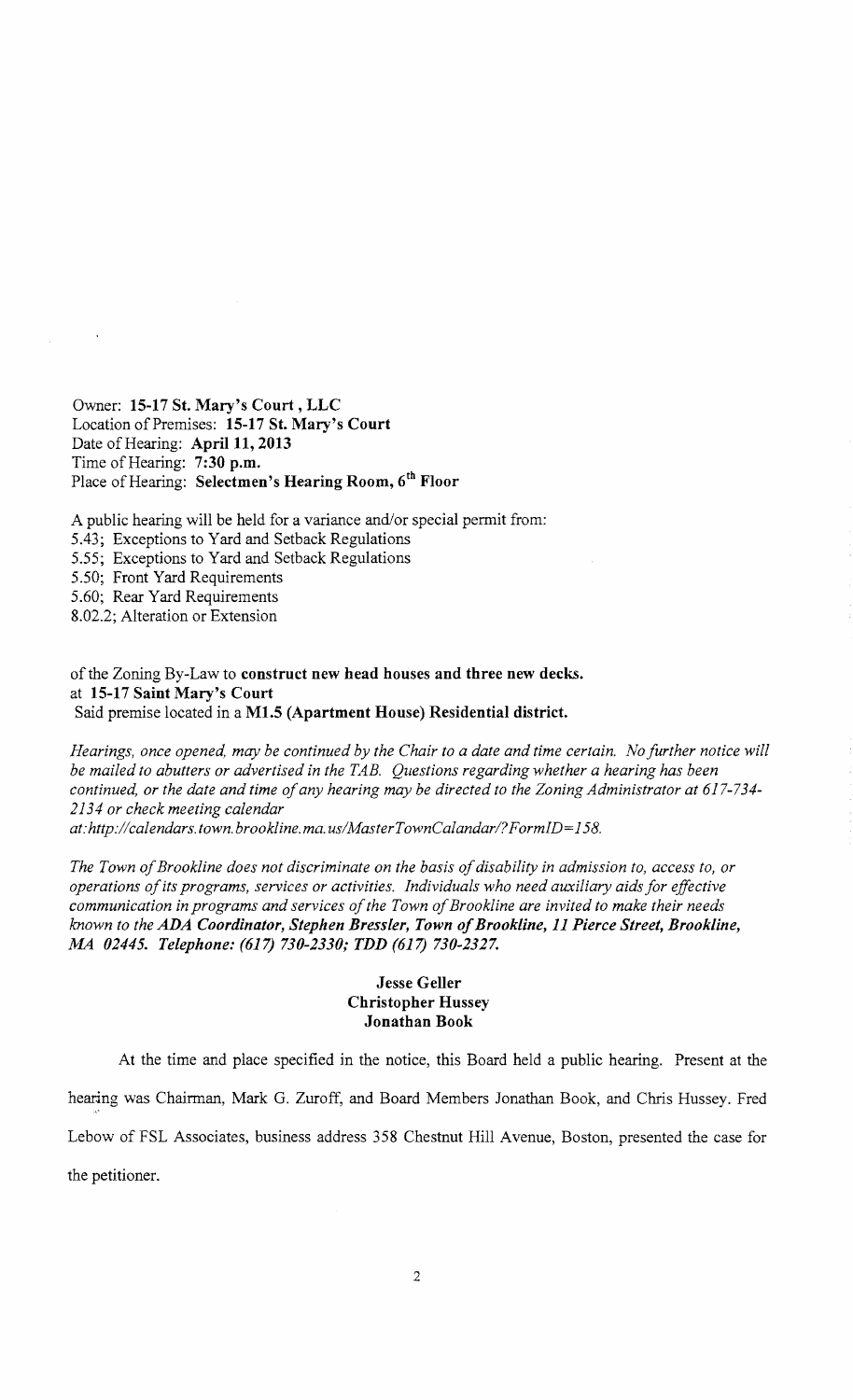Owner: **15-17 St. Mary's Court , LLC**
Location of Premises: **15-17 St. Mary's Court**
Date of Hearing: **April 11, 2013**
Time of Hearing: **7:30 p.m.**
Place of Hearing: **Selectmen's Hearing Room, 6th Floor**

A public hearing will be held for a variance and/or special permit from:
5.43; Exceptions to Yard and Setback Regulations
5.55; Exceptions to Yard and Setback Regulations
5.50; Front Yard Requirements
5.60; Rear Yard Requirements
8.02.2; Alteration or Extension

of the Zoning By-Law to **construct new head houses and three new decks.**
at **15-17 Saint Mary's Court**
**Said premise located in a M1.5 (Apartment House) Residential district.**

*Hearings, once opened, may be continued by the Chair to a date and time certain. No further notice will be mailed to abutters or advertised in the TAB. Questions regarding whether a hearing has been continued, or the date and time of any hearing may be directed to the Zoning Administrator at 617-734-2134 or check meeting calendar at:http://calendars.town.brookline.ma.us/MasterTownCalandar/?FormID=158.*

*The Town of Brookline does not discriminate on the basis of disability in admission to, access to, or operations of its programs, services or activities. Individuals who need auxiliary aids for effective communication in programs and services of the Town of Brookline are invited to make their needs known to the* ***ADA Coordinator, Stephen Bressler, Town of Brookline, 11 Pierce Street, Brookline, MA 02445. Telephone: (617) 730-2330; TDD (617) 730-2327.***

**Jesse Geller**
**Christopher Hussey**
**Jonathan Book**

At the time and place specified in the notice, this Board held a public hearing. Present at the hearing was Chairman, Mark G. Zuroff, and Board Members Jonathan Book, and Chris Hussey. Fred Lebow of FSL Associates, business address 358 Chestnut Hill Avenue, Boston, presented the case for the petitioner.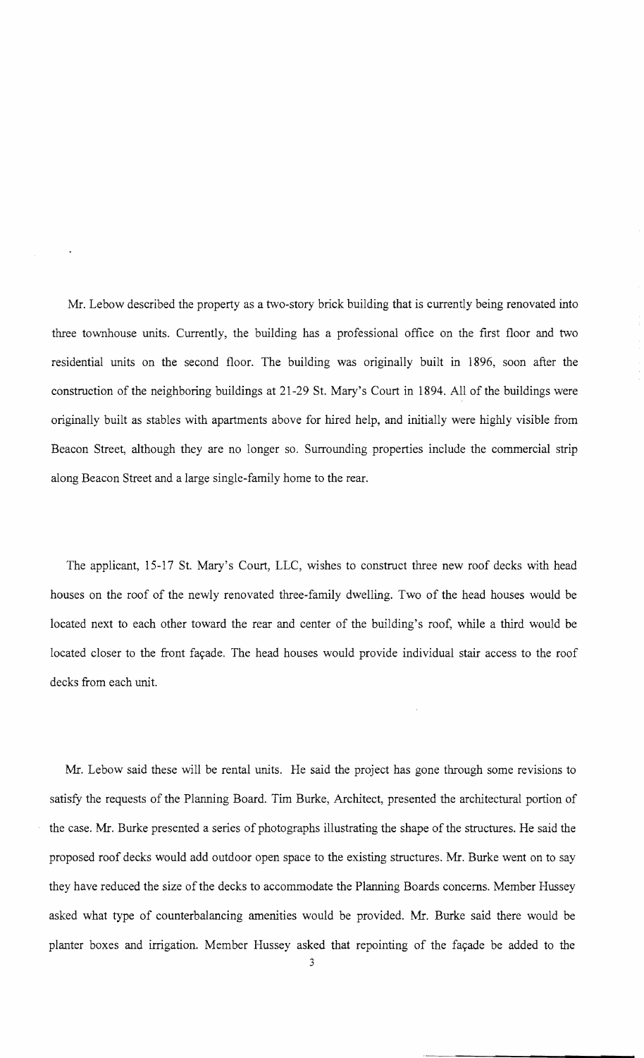Mr. Lebow described the property as a two-story brick building that is currently being renovated into three townhouse units. Currently, the building has a professional office on the first floor and two residential units on the second floor. The building was originally built in 1896, soon after the construction of the neighboring buildings at 21-29 St. Mary's Court in 1894. All of the buildings were originally built as stables with apartments above for hired help, and initially were highly visible from Beacon Street, although they are no longer so. Surrounding properties include the commercial strip along Beacon Street and a large single-family home to the rear.

The applicant, 15-17 St. Mary's Court, LLC, wishes to construct three new roof decks with head houses on the roof of the newly renovated three-family dwelling. Two of the head houses would be located next to each other toward the rear and center of the building's roof, while a third would be located closer to the front façade. The head houses would provide individual stair access to the roof decks from each unit.

Mr. Lebow said these will be rental units. He said the project has gone through some revisions to satisfy the requests of the Planning Board. Tim Burke, Architect, presented the architectural portion of the case. Mr. Burke presented a series of photographs illustrating the shape of the structures. He said the proposed roof decks would add outdoor open space to the existing structures. Mr. Burke went on to say they have reduced the size of the decks to accommodate the Planning Boards concerns. Member Hussey asked what type of counterbalancing amenities would be provided. Mr. Burke said there would be planter boxes and irrigation. Member Hussey asked that repointing of the façade be added to the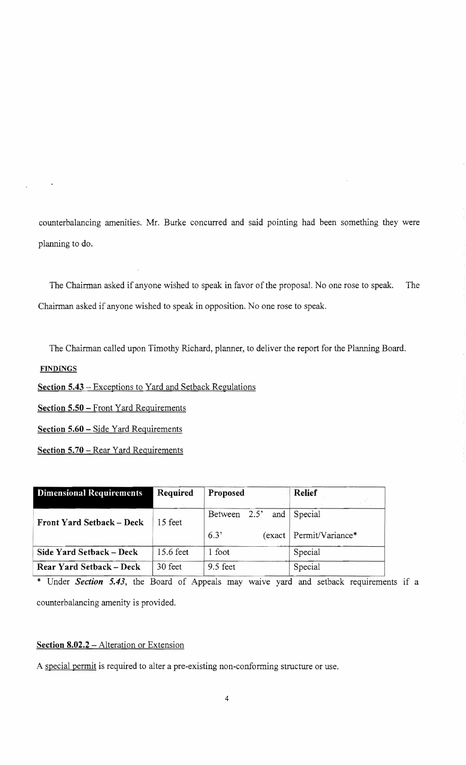counterbalancing amenities. Mr. Burke concurred and said pointing had been something they were planning to do.

The Chairman asked if anyone wished to speak in favor of the proposal. No one rose to speak. The Chairman asked if anyone wished to speak in opposition. No one rose to speak.

The Chairman called upon Timothy Richard, planner, to deliver the report for the Planning Board.

**FINDINGS**

**Section 5.43** – Exceptions to Yard and Setback Regulations

**Section 5.50** – Front Yard Requirements

**Section 5.60** – Side Yard Requirements

**Section 5.70** – Rear Yard Requirements

| Dimensional Requirements | Required | Proposed | Relief |
|---|---|---|---|
| **Front Yard Setback – Deck** | 15 feet | Between 2.5' and 6.3' (exact | Special Permit/Variance* |
| **Side Yard Setback – Deck** | 15.6 feet | 1 foot | Special |
| **Rear Yard Setback – Deck** | 30 feet | 9.5 feet | Special |

* Under ***Section 5.43***, the Board of Appeals may waive yard and setback requirements if a counterbalancing amenity is provided.

**Section 8.02.2** – Alteration or Extension

A special permit is required to alter a pre-existing non-conforming structure or use.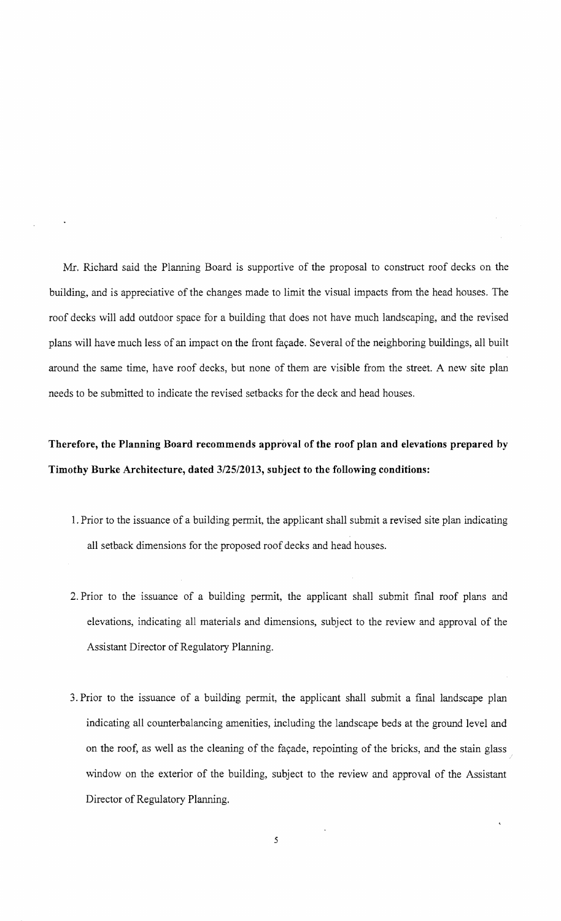Mr. Richard said the Planning Board is supportive of the proposal to construct roof decks on the building, and is appreciative of the changes made to limit the visual impacts from the head houses. The roof decks will add outdoor space for a building that does not have much landscaping, and the revised plans will have much less of an impact on the front façade. Several of the neighboring buildings, all built around the same time, have roof decks, but none of them are visible from the street. A new site plan needs to be submitted to indicate the revised setbacks for the deck and head houses.

**Therefore, the Planning Board recommends approval of the roof plan and elevations prepared by Timothy Burke Architecture, dated 3/25/2013, subject to the following conditions:**

1. Prior to the issuance of a building permit, the applicant shall submit a revised site plan indicating all setback dimensions for the proposed roof decks and head houses.

2. Prior to the issuance of a building permit, the applicant shall submit final roof plans and elevations, indicating all materials and dimensions, subject to the review and approval of the Assistant Director of Regulatory Planning.

3. Prior to the issuance of a building permit, the applicant shall submit a final landscape plan indicating all counterbalancing amenities, including the landscape beds at the ground level and on the roof, as well as the cleaning of the façade, repointing of the bricks, and the stain glass window on the exterior of the building, subject to the review and approval of the Assistant Director of Regulatory Planning.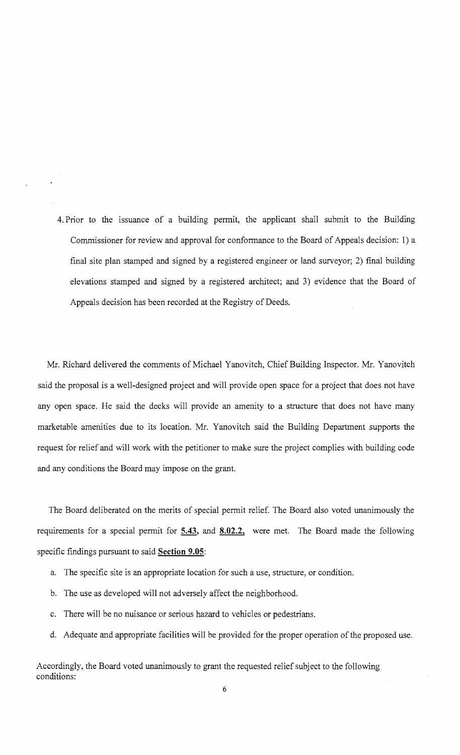4. Prior to the issuance of a building permit, the applicant shall submit to the Building Commissioner for review and approval for conformance to the Board of Appeals decision: 1) a final site plan stamped and signed by a registered engineer or land surveyor; 2) final building elevations stamped and signed by a registered architect; and 3) evidence that the Board of Appeals decision has been recorded at the Registry of Deeds.

Mr. Richard delivered the comments of Michael Yanovitch, Chief Building Inspector. Mr. Yanovitch said the proposal is a well-designed project and will provide open space for a project that does not have any open space. He said the decks will provide an amenity to a structure that does not have many marketable amenities due to its location. Mr. Yanovitch said the Building Department supports the request for relief and will work with the petitioner to make sure the project complies with building code and any conditions the Board may impose on the grant.

The Board deliberated on the merits of special permit relief. The Board also voted unanimously the requirements for a special permit for **5.43,** and **8.02.2,** were met. The Board made the following specific findings pursuant to said **Section 9.05**:

a. The specific site is an appropriate location for such a use, structure, or condition.

b. The use as developed will not adversely affect the neighborhood.

c. There will be no nuisance or serious hazard to vehicles or pedestrians.

d. Adequate and appropriate facilities will be provided for the proper operation of the proposed use.

Accordingly, the Board voted unanimously to grant the requested relief subject to the following conditions: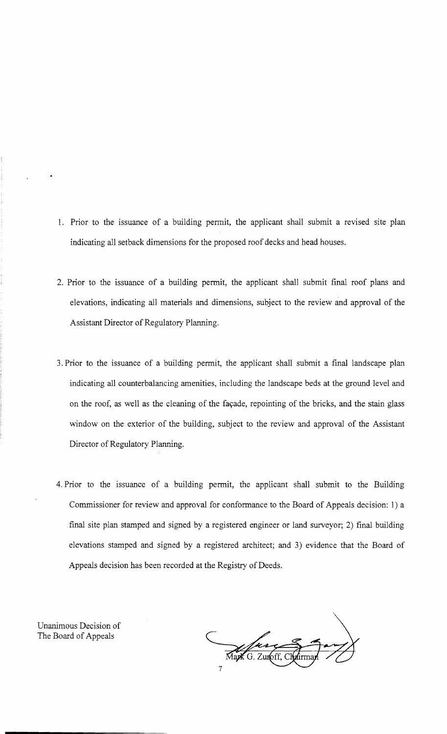1. Prior to the issuance of a building permit, the applicant shall submit a revised site plan indicating all setback dimensions for the proposed roof decks and head houses.

2. Prior to the issuance of a building permit, the applicant shall submit final roof plans and elevations, indicating all materials and dimensions, subject to the review and approval of the Assistant Director of Regulatory Planning.

3. Prior to the issuance of a building permit, the applicant shall submit a final landscape plan indicating all counterbalancing amenities, including the landscape beds at the ground level and on the roof, as well as the cleaning of the façade, repointing of the bricks, and the stain glass window on the exterior of the building, subject to the review and approval of the Assistant Director of Regulatory Planning.

4. Prior to the issuance of a building permit, the applicant shall submit to the Building Commissioner for review and approval for conformance to the Board of Appeals decision: 1) a final site plan stamped and signed by a registered engineer or land surveyor; 2) final building elevations stamped and signed by a registered architect; and 3) evidence that the Board of Appeals decision has been recorded at the Registry of Deeds.

Unanimous Decision of
The Board of Appeals

Mark G. Zuroff, Chairman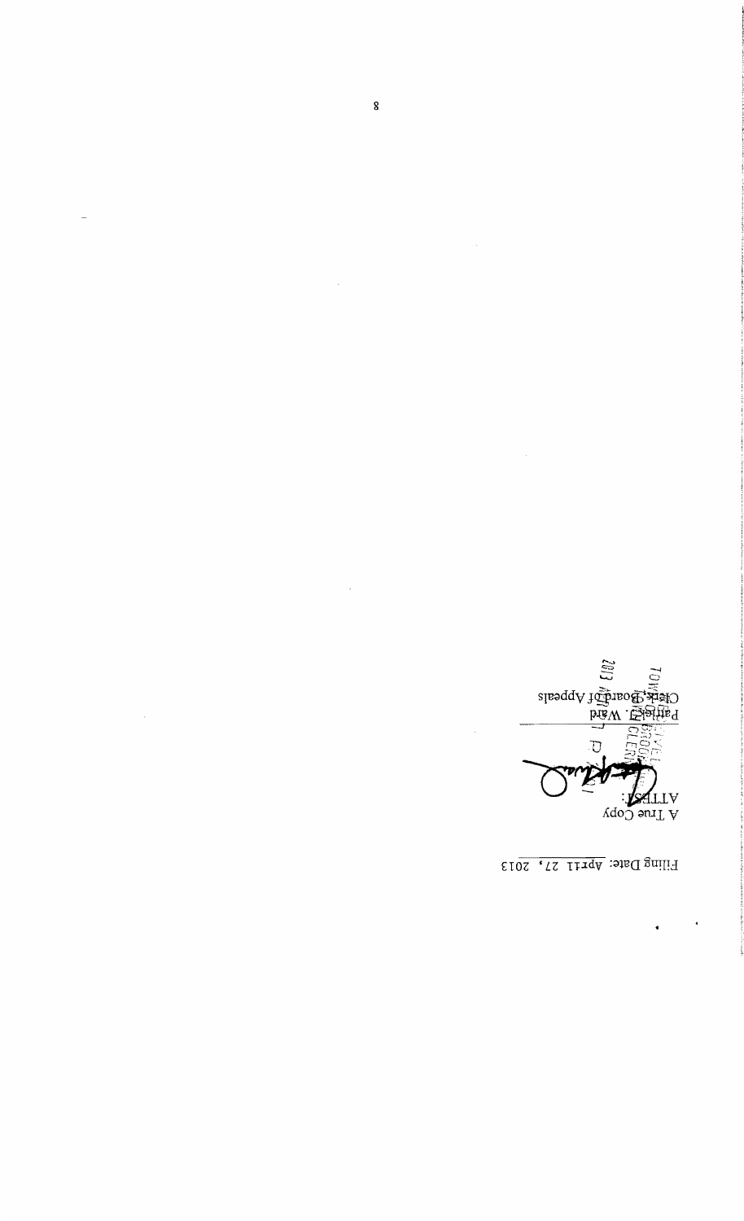Filing Date: April 27, 2013

A True Copy
ATTEST:

Patrick J. Ward
Clerk, Board of Appeals

TOWN OF BROOKLINE
TOWN CLERK
2013